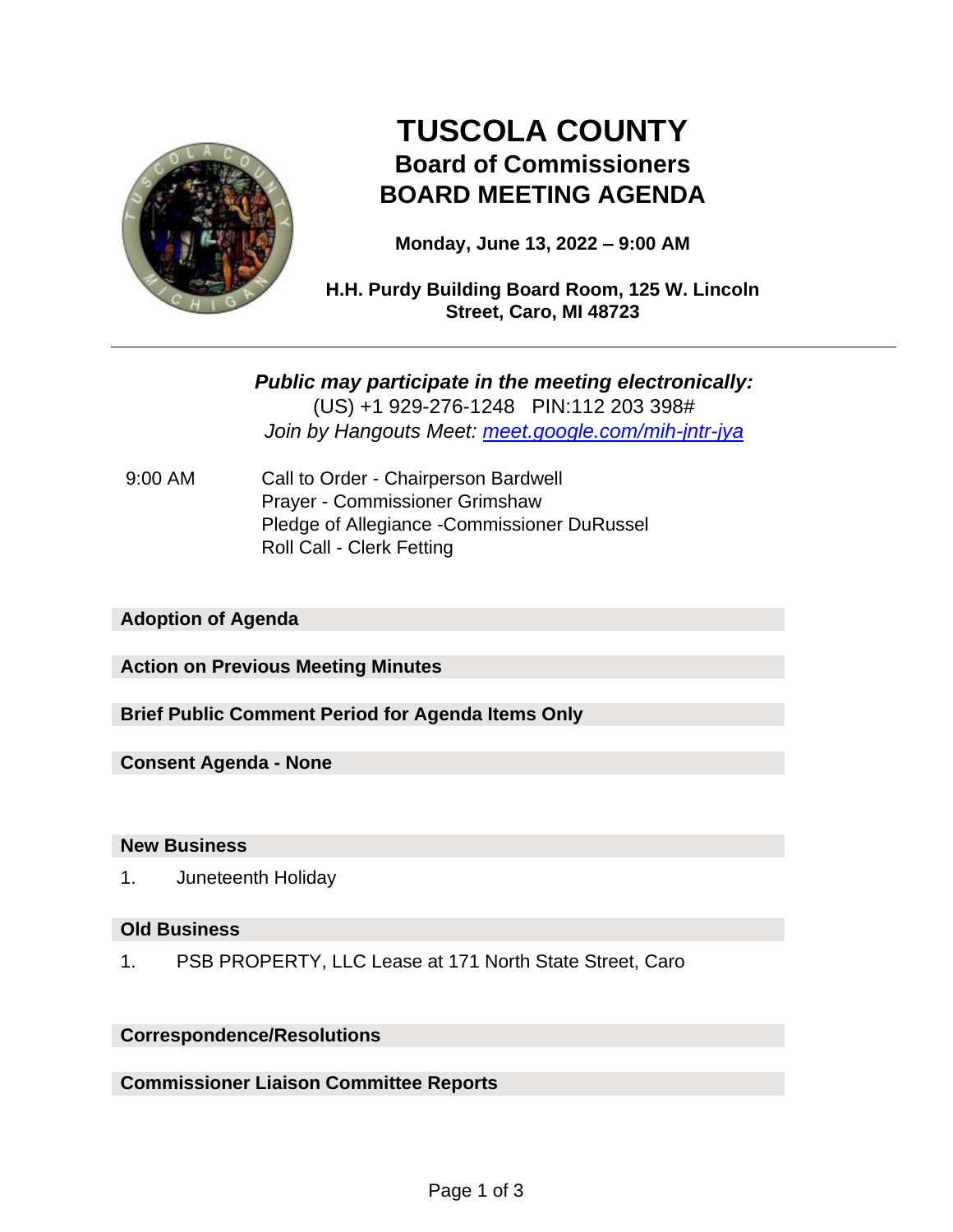# TUSCOLA COUNTY

## Board of Commissioners
## BOARD MEETING AGENDA

**Monday, June 13, 2022 – 9:00 AM**

**H.H. Purdy Building Board Room, 125 W. Lincoln Street, Caro, MI 48723**

---

***Public may participate in the meeting electronically:***

(US) +1 929-276-1248 PIN:112 203 398#

*Join by Hangouts Meet: [meet.google.com/mih-jntr-jya](meet.google.com/mih-jntr-jya)*

9:00 AM Call to Order - Chairperson Bardwell
Prayer - Commissioner Grimshaw
Pledge of Allegiance -Commissioner DuRussel
Roll Call - Clerk Fetting

**Adoption of Agenda**

**Action on Previous Meeting Minutes**

**Brief Public Comment Period for Agenda Items Only**

**Consent Agenda - None**

**New Business**

1. Juneteenth Holiday

**Old Business**

1. PSB PROPERTY, LLC Lease at 171 North State Street, Caro

**Correspondence/Resolutions**

**Commissioner Liaison Committee Reports**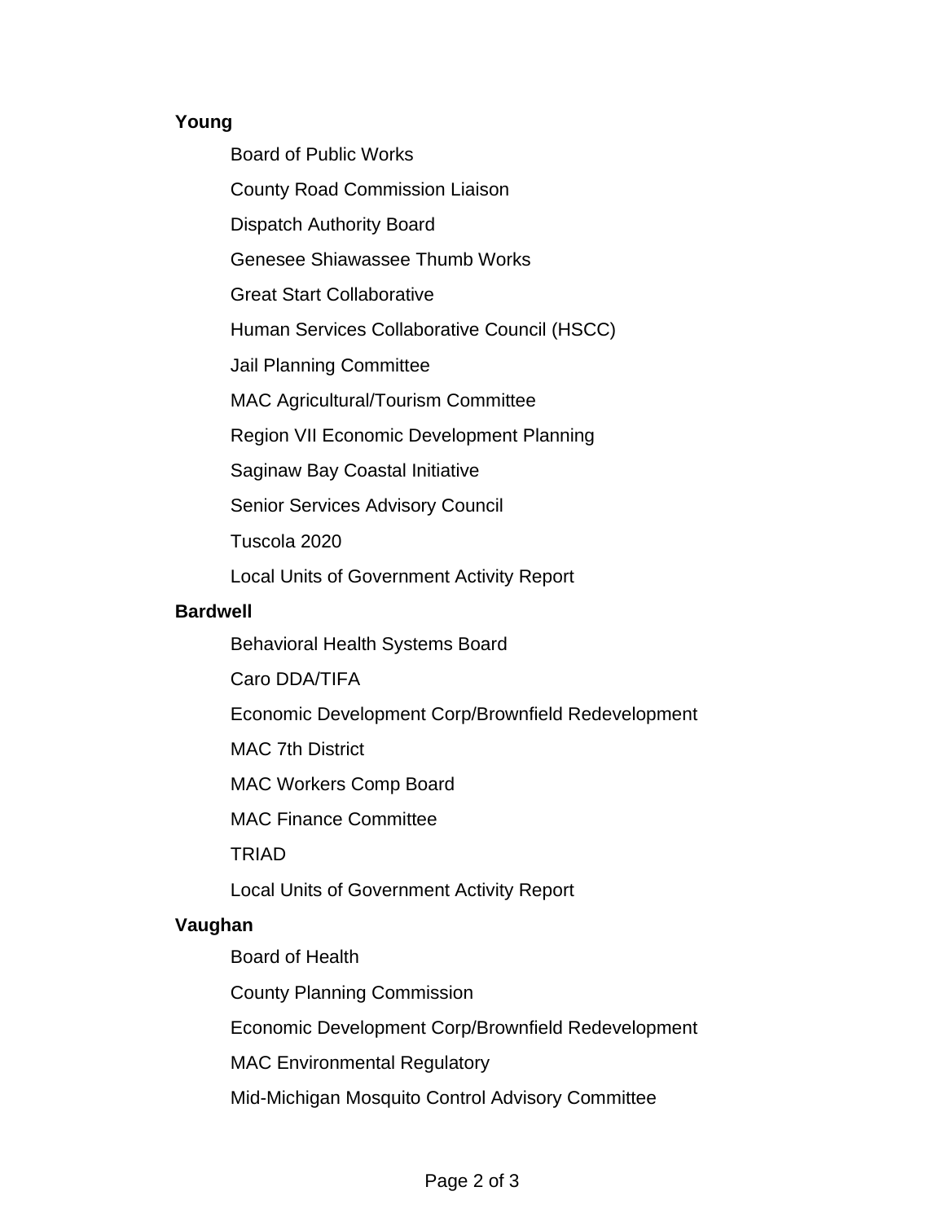**Young**

Board of Public Works

County Road Commission Liaison

Dispatch Authority Board

Genesee Shiawassee Thumb Works

Great Start Collaborative

Human Services Collaborative Council (HSCC)

Jail Planning Committee

MAC Agricultural/Tourism Committee

Region VII Economic Development Planning

Saginaw Bay Coastal Initiative

Senior Services Advisory Council

Tuscola 2020

Local Units of Government Activity Report

**Bardwell**

Behavioral Health Systems Board

Caro DDA/TIFA

Economic Development Corp/Brownfield Redevelopment

MAC 7th District

MAC Workers Comp Board

MAC Finance Committee

TRIAD

Local Units of Government Activity Report

**Vaughan**

Board of Health

County Planning Commission

Economic Development Corp/Brownfield Redevelopment

MAC Environmental Regulatory

Mid-Michigan Mosquito Control Advisory Committee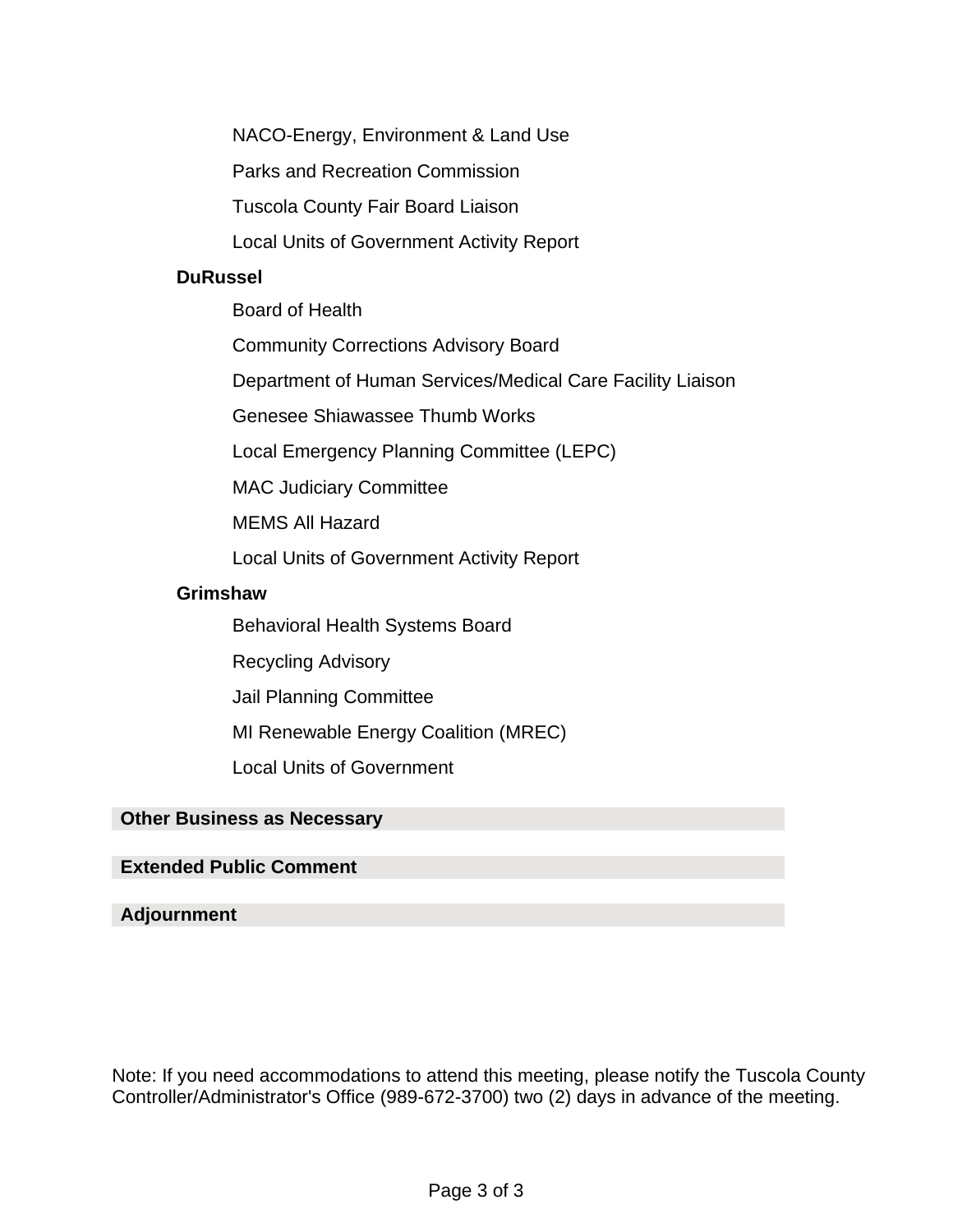NACO-Energy, Environment & Land Use

Parks and Recreation Commission

Tuscola County Fair Board Liaison

Local Units of Government Activity Report

**DuRussel**

Board of Health

Community Corrections Advisory Board

Department of Human Services/Medical Care Facility Liaison

Genesee Shiawassee Thumb Works

Local Emergency Planning Committee (LEPC)

MAC Judiciary Committee

MEMS All Hazard

Local Units of Government Activity Report

**Grimshaw**

Behavioral Health Systems Board

Recycling Advisory

Jail Planning Committee

MI Renewable Energy Coalition (MREC)

Local Units of Government

## Other Business as Necessary

## Extended Public Comment

## Adjournment

Note: If you need accommodations to attend this meeting, please notify the Tuscola County Controller/Administrator's Office (989-672-3700) two (2) days in advance of the meeting.